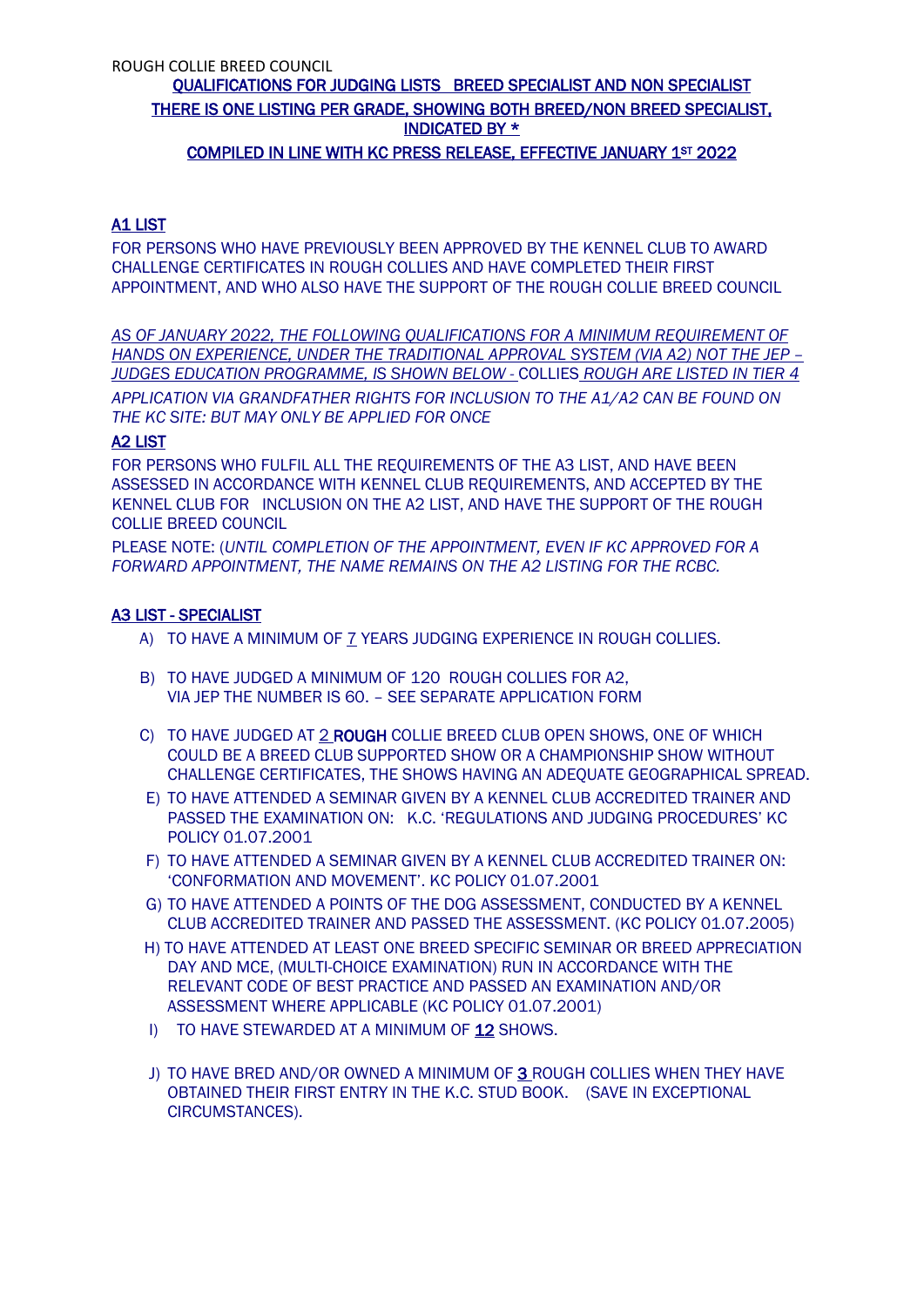ROUGH COLLIE BREED COUNCIL

**QUALIFICATIONS FOR JUDGING LISTS BREED SPECIALIST AND NON SPECIALIST**

**THERE IS ONE LISTING PER GRADE, SHOWING BOTH BREED/NON BREED SPECIALIST, INDICATED BY ***

**COMPILED IN LINE WITH KC PRESS RELEASE, EFFECTIVE JANUARY 1ST 2022**

## A1 LIST

FOR PERSONS WHO HAVE PREVIOUSLY BEEN APPROVED BY THE KENNEL CLUB TO AWARD CHALLENGE CERTIFICATES IN ROUGH COLLIES AND HAVE COMPLETED THEIR FIRST APPOINTMENT, AND WHO ALSO HAVE THE SUPPORT OF THE ROUGH COLLIE BREED COUNCIL

*AS OF JANUARY 2022, THE FOLLOWING QUALIFICATIONS FOR A MINIMUM REQUIREMENT OF HANDS ON EXPERIENCE, UNDER THE TRADITIONAL APPROVAL SYSTEM (VIA A2) NOT THE JEP – JUDGES EDUCATION PROGRAMME, IS SHOWN BELOW -* COLLIES *ROUGH ARE LISTED IN TIER 4*

*APPLICATION VIA GRANDFATHER RIGHTS FOR INCLUSION TO THE A1/A2 CAN BE FOUND ON THE KC SITE: BUT MAY ONLY BE APPLIED FOR ONCE*

## A2 LIST

FOR PERSONS WHO FULFIL ALL THE REQUIREMENTS OF THE A3 LIST, AND HAVE BEEN ASSESSED IN ACCORDANCE WITH KENNEL CLUB REQUIREMENTS, AND ACCEPTED BY THE KENNEL CLUB FOR INCLUSION ON THE A2 LIST, AND HAVE THE SUPPORT OF THE ROUGH COLLIE BREED COUNCIL

PLEASE NOTE: (*UNTIL COMPLETION OF THE APPOINTMENT, EVEN IF KC APPROVED FOR A FORWARD APPOINTMENT, THE NAME REMAINS ON THE A2 LISTING FOR THE RCBC.*

## A3 LIST - SPECIALIST

A) TO HAVE A MINIMUM OF 7 YEARS JUDGING EXPERIENCE IN ROUGH COLLIES.

B) TO HAVE JUDGED A MINIMUM OF 120 ROUGH COLLIES FOR A2, VIA JEP THE NUMBER IS 60. – SEE SEPARATE APPLICATION FORM

C) TO HAVE JUDGED AT 2 **ROUGH** COLLIE BREED CLUB OPEN SHOWS, ONE OF WHICH COULD BE A BREED CLUB SUPPORTED SHOW OR A CHAMPIONSHIP SHOW WITHOUT CHALLENGE CERTIFICATES, THE SHOWS HAVING AN ADEQUATE GEOGRAPHICAL SPREAD.

E) TO HAVE ATTENDED A SEMINAR GIVEN BY A KENNEL CLUB ACCREDITED TRAINER AND PASSED THE EXAMINATION ON: K.C. 'REGULATIONS AND JUDGING PROCEDURES' KC POLICY 01.07.2001

F) TO HAVE ATTENDED A SEMINAR GIVEN BY A KENNEL CLUB ACCREDITED TRAINER ON: 'CONFORMATION AND MOVEMENT'. KC POLICY 01.07.2001

G) TO HAVE ATTENDED A POINTS OF THE DOG ASSESSMENT, CONDUCTED BY A KENNEL CLUB ACCREDITED TRAINER AND PASSED THE ASSESSMENT. (KC POLICY 01.07.2005)

H) TO HAVE ATTENDED AT LEAST ONE BREED SPECIFIC SEMINAR OR BREED APPRECIATION DAY AND MCE, (MULTI-CHOICE EXAMINATION) RUN IN ACCORDANCE WITH THE RELEVANT CODE OF BEST PRACTICE AND PASSED AN EXAMINATION AND/OR ASSESSMENT WHERE APPLICABLE (KC POLICY 01.07.2001)

I) TO HAVE STEWARDED AT A MINIMUM OF **12** SHOWS.

J) TO HAVE BRED AND/OR OWNED A MINIMUM OF **3** ROUGH COLLIES WHEN THEY HAVE OBTAINED THEIR FIRST ENTRY IN THE K.C. STUD BOOK. (SAVE IN EXCEPTIONAL CIRCUMSTANCES).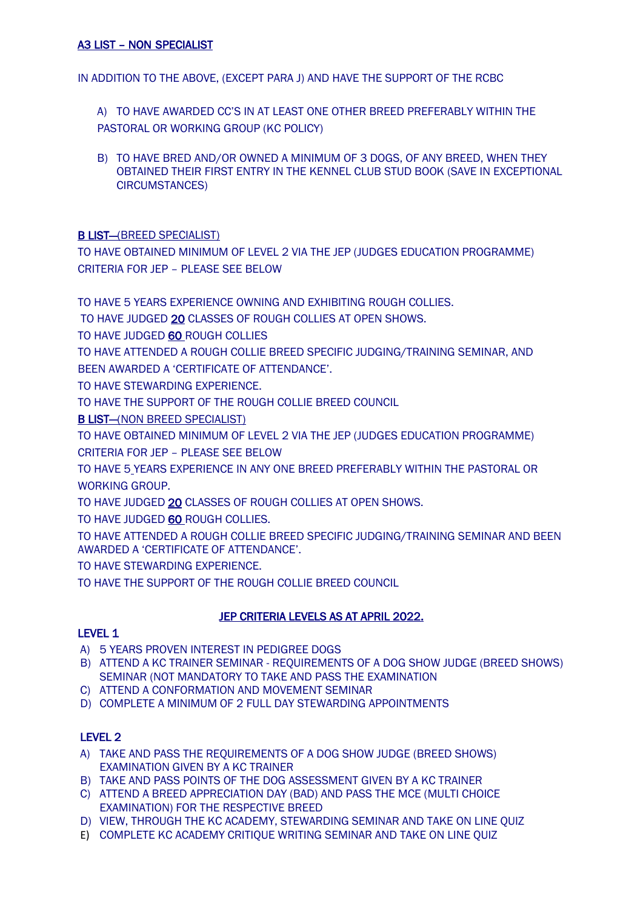## A3 LIST – NON SPECIALIST

IN ADDITION TO THE ABOVE, (EXCEPT PARA J) AND HAVE THE SUPPORT OF THE RCBC

A) TO HAVE AWARDED CC'S IN AT LEAST ONE OTHER BREED PREFERABLY WITHIN THE PASTORAL OR WORKING GROUP (KC POLICY)

B) TO HAVE BRED AND/OR OWNED A MINIMUM OF 3 DOGS, OF ANY BREED, WHEN THEY OBTAINED THEIR FIRST ENTRY IN THE KENNEL CLUB STUD BOOK (SAVE IN EXCEPTIONAL CIRCUMSTANCES)

## B LIST—(BREED SPECIALIST)

TO HAVE OBTAINED MINIMUM OF LEVEL 2 VIA THE JEP (JUDGES EDUCATION PROGRAMME) CRITERIA FOR JEP – PLEASE SEE BELOW

TO HAVE 5 YEARS EXPERIENCE OWNING AND EXHIBITING ROUGH COLLIES.

TO HAVE JUDGED **20** CLASSES OF ROUGH COLLIES AT OPEN SHOWS.

TO HAVE JUDGED **60** ROUGH COLLIES

TO HAVE ATTENDED A ROUGH COLLIE BREED SPECIFIC JUDGING/TRAINING SEMINAR, AND BEEN AWARDED A 'CERTIFICATE OF ATTENDANCE'.

TO HAVE STEWARDING EXPERIENCE.

TO HAVE THE SUPPORT OF THE ROUGH COLLIE BREED COUNCIL

## B LIST—(NON BREED SPECIALIST)

TO HAVE OBTAINED MINIMUM OF LEVEL 2 VIA THE JEP (JUDGES EDUCATION PROGRAMME) CRITERIA FOR JEP – PLEASE SEE BELOW

TO HAVE 5 YEARS EXPERIENCE IN ANY ONE BREED PREFERABLY WITHIN THE PASTORAL OR WORKING GROUP.

TO HAVE JUDGED **20** CLASSES OF ROUGH COLLIES AT OPEN SHOWS.

TO HAVE JUDGED **60** ROUGH COLLIES.

TO HAVE ATTENDED A ROUGH COLLIE BREED SPECIFIC JUDGING/TRAINING SEMINAR AND BEEN AWARDED A 'CERTIFICATE OF ATTENDANCE'.

TO HAVE STEWARDING EXPERIENCE.

TO HAVE THE SUPPORT OF THE ROUGH COLLIE BREED COUNCIL

## JEP CRITERIA LEVELS AS AT APRIL 2022.

### LEVEL 1

A) 5 YEARS PROVEN INTEREST IN PEDIGREE DOGS
B) ATTEND A KC TRAINER SEMINAR - REQUIREMENTS OF A DOG SHOW JUDGE (BREED SHOWS) SEMINAR (NOT MANDATORY TO TAKE AND PASS THE EXAMINATION
C) ATTEND A CONFORMATION AND MOVEMENT SEMINAR
D) COMPLETE A MINIMUM OF 2 FULL DAY STEWARDING APPOINTMENTS

### LEVEL 2

A) TAKE AND PASS THE REQUIREMENTS OF A DOG SHOW JUDGE (BREED SHOWS) EXAMINATION GIVEN BY A KC TRAINER
B) TAKE AND PASS POINTS OF THE DOG ASSESSMENT GIVEN BY A KC TRAINER
C) ATTEND A BREED APPRECIATION DAY (BAD) AND PASS THE MCE (MULTI CHOICE EXAMINATION) FOR THE RESPECTIVE BREED
D) VIEW, THROUGH THE KC ACADEMY, STEWARDING SEMINAR AND TAKE ON LINE QUIZ
E) COMPLETE KC ACADEMY CRITIQUE WRITING SEMINAR AND TAKE ON LINE QUIZ